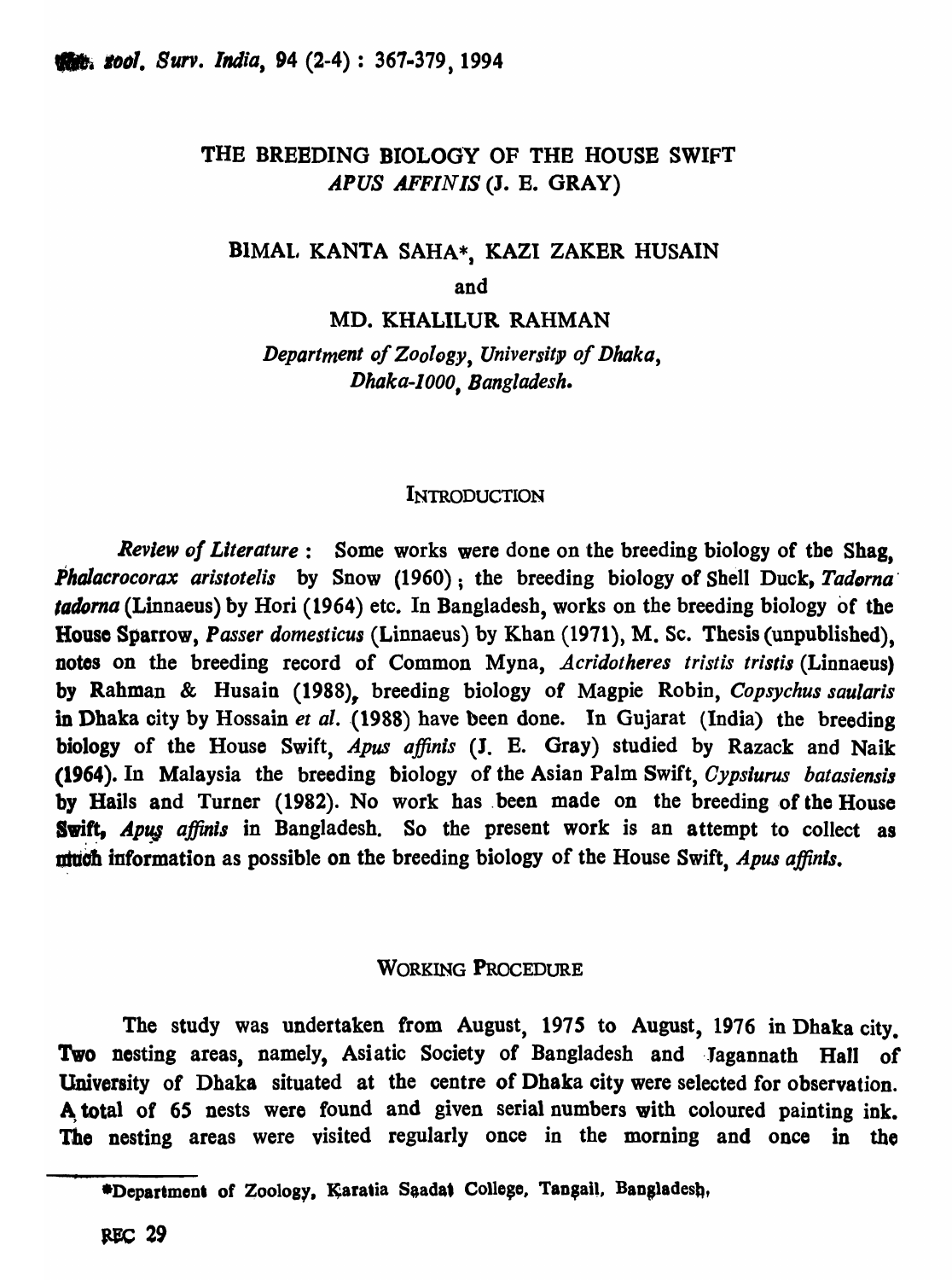# THE BREEDING BIOLOGY OF THE HOUSE SWIFT *APUS AFFINIS* (J. E. GRAY)

BIMAL KANTA SAHA*, KAZI ZAKER HUSAIN

and

MD. KHALILUR RAHMAN

*Department of Zoology, University of Dhaka, Dhaka-1000, Bangladesh.*

## INTRODUCTION

*Review of Literature* : Some works were done on the breeding biology of the Shag, *Phalacrocorax aristotelis* by Snow (1960); the breeding biology of Shell Duck, *Tadorna tadorna* (Linnaeus) by Hori (1964) etc. In Bangladesh, works on the breeding biology of the House Sparrow, *Passer domesticus* (Linnaeus) by Khan (1971), M. Sc. Thesis (unpublished), notes on the breeding record of Common Myna, *Acridotheres tristis tristis* (Linnaeus) by Rahman & Husain (1988), breeding biology of Magpie Robin, *Copsychus saularis* in Dhaka city by Hossain *et al.* (1988) have been done. In Gujarat (India) the breeding biology of the House Swift, *Apus affinis* (J. E. Gray) studied by Razack and Naik (1964). In Malaysia the breeding biology of the Asian Palm Swift, *Cypsiurus batasiensis* by Hails and Turner (1982). No work has been made on the breeding of the House Swift, *Apus affinis* in Bangladesh. So the present work is an attempt to collect as much information as possible on the breeding biology of the House Swift, *Apus affinis*.

## WORKING PROCEDURE

The study was undertaken from August, 1975 to August, 1976 in Dhaka city. Two nesting areas, namely, Asiatic Society of Bangladesh and Jagannath Hall of University of Dhaka situated at the centre of Dhaka city were selected for observation. A total of 65 nests were found and given serial numbers with coloured painting ink. The nesting areas were visited regularly once in the morning and once in the

*Department of Zoology, Karatia Saadat College, Tangail, Bangladesh.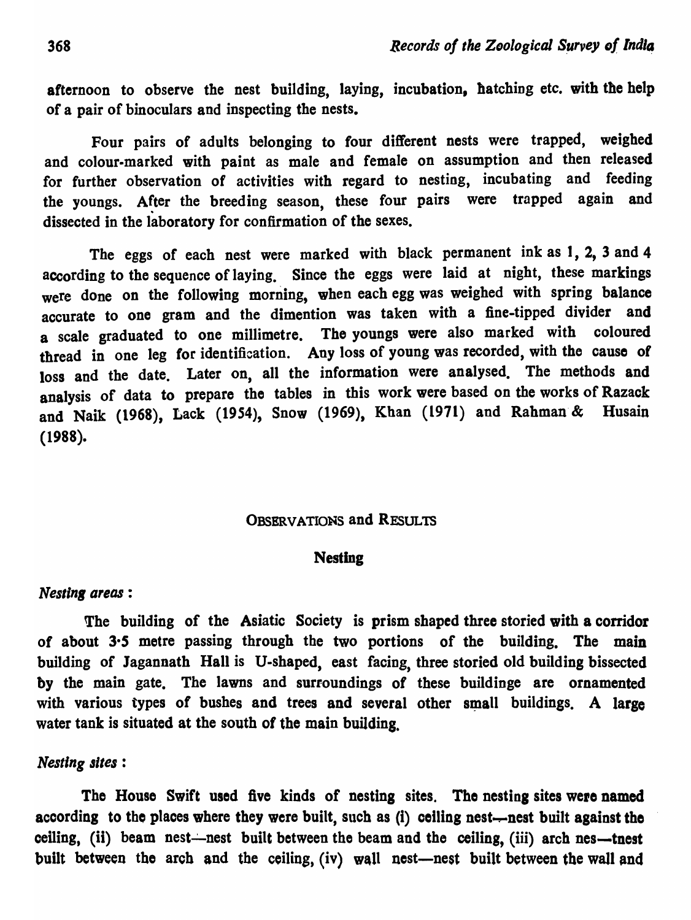afternoon to observe the nest building, laying, incubation, hatching etc. with the help of a pair of binoculars and inspecting the nests.

Four pairs of adults belonging to four different nests were trapped, weighed and colour-marked with paint as male and female on assumption and then released for further observation of activities with regard to nesting, incubating and feeding the youngs. After the breeding season, these four pairs were trapped again and dissected in the laboratory for confirmation of the sexes.

The eggs of each nest were marked with black permanent ink as 1, 2, 3 and 4 according to the sequence of laying. Since the eggs were laid at night, these markings were done on the following morning, when each egg was weighed with spring balance accurate to one gram and the dimention was taken with a fine-tipped divider and a scale graduated to one millimetre. The youngs were also marked with coloured thread in one leg for identification. Any loss of young was recorded, with the cause of loss and the date. Later on, all the information were analysed. The methods and analysis of data to prepare the tables in this work were based on the works of Razack and Naik (1968), Lack (1954), Snow (1969), Khan (1971) and Rahman & Husain (1988).

## OBSERVATIONS and RESULTS

### Nesting

*Nesting areas* :

The building of the Asiatic Society is prism shaped three storied with a corridor of about 3·5 metre passing through the two portions of the building. The main building of Jagannath Hall is U-shaped, east facing, three storied old building bissected by the main gate. The lawns and surroundings of these buildinge are ornamented with various types of bushes and trees and several other small buildings. A large water tank is situated at the south of the main building.

*Nesting sites* :

The House Swift used five kinds of nesting sites. The nesting sites were named according to the places where they were built, such as (i) ceiling nest—nest built against the ceiling, (ii) beam nest—nest built between the beam and the ceiling, (iii) arch nes—tnest built between the arch and the ceiling, (iv) wall nest—nest built between the wall and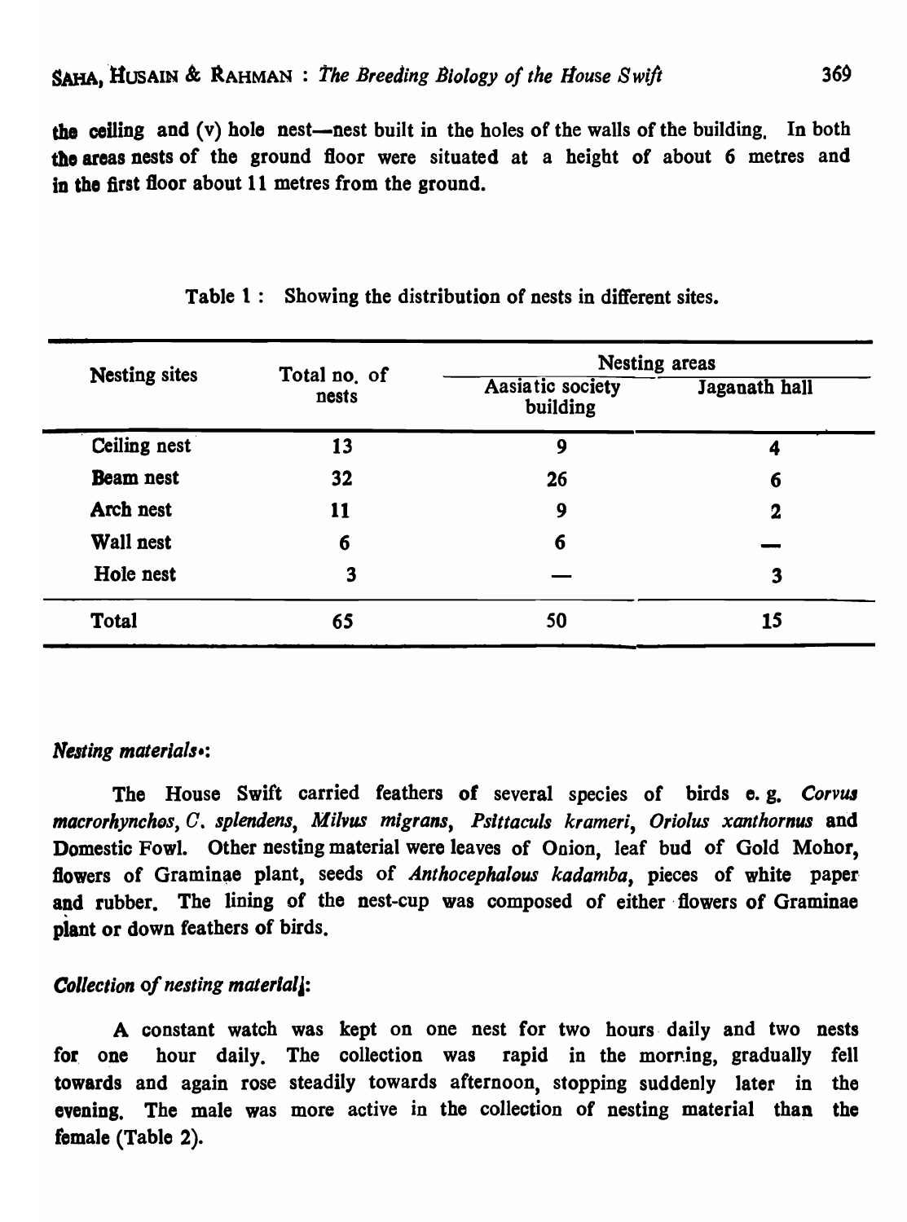the ceiling and (v) hole nest—nest built in the holes of the walls of the building. In both the areas nests of the ground floor were situated at a height of about 6 metres and in the first floor about 11 metres from the ground.

Table 1 : Showing the distribution of nests in different sites.

| Nesting sites | Total no. of nests | Nesting areas | |
|---|---|---|---|
| | | Aasiatic society building | Jaganath hall |
| Ceiling nest | 13 | 9 | 4 |
| Beam nest | 32 | 26 | 6 |
| Arch nest | 11 | 9 | 2 |
| Wall nest | 6 | 6 | — |
| Hole nest | 3 | — | 3 |
| Total | 65 | 50 | 15 |

*Nesting materials•:*

The House Swift carried feathers of several species of birds e. g. *Corvus macrorhynchos*, *C. splendens*, *Milvus migrans*, *Psittaculs krameri*, *Oriolus xanthornus* and Domestic Fowl. Other nesting material were leaves of Onion, leaf bud of Gold Mohor, flowers of Graminae plant, seeds of *Anthocephalous kadamba*, pieces of white paper and rubber. The lining of the nest-cup was composed of either flowers of Graminae plant or down feathers of birds.

*Collection of nesting material:*

A constant watch was kept on one nest for two hours daily and two nests for one hour daily. The collection was rapid in the morning, gradually fell towards and again rose steadily towards afternoon, stopping suddenly later in the evening. The male was more active in the collection of nesting material than the female (Table 2).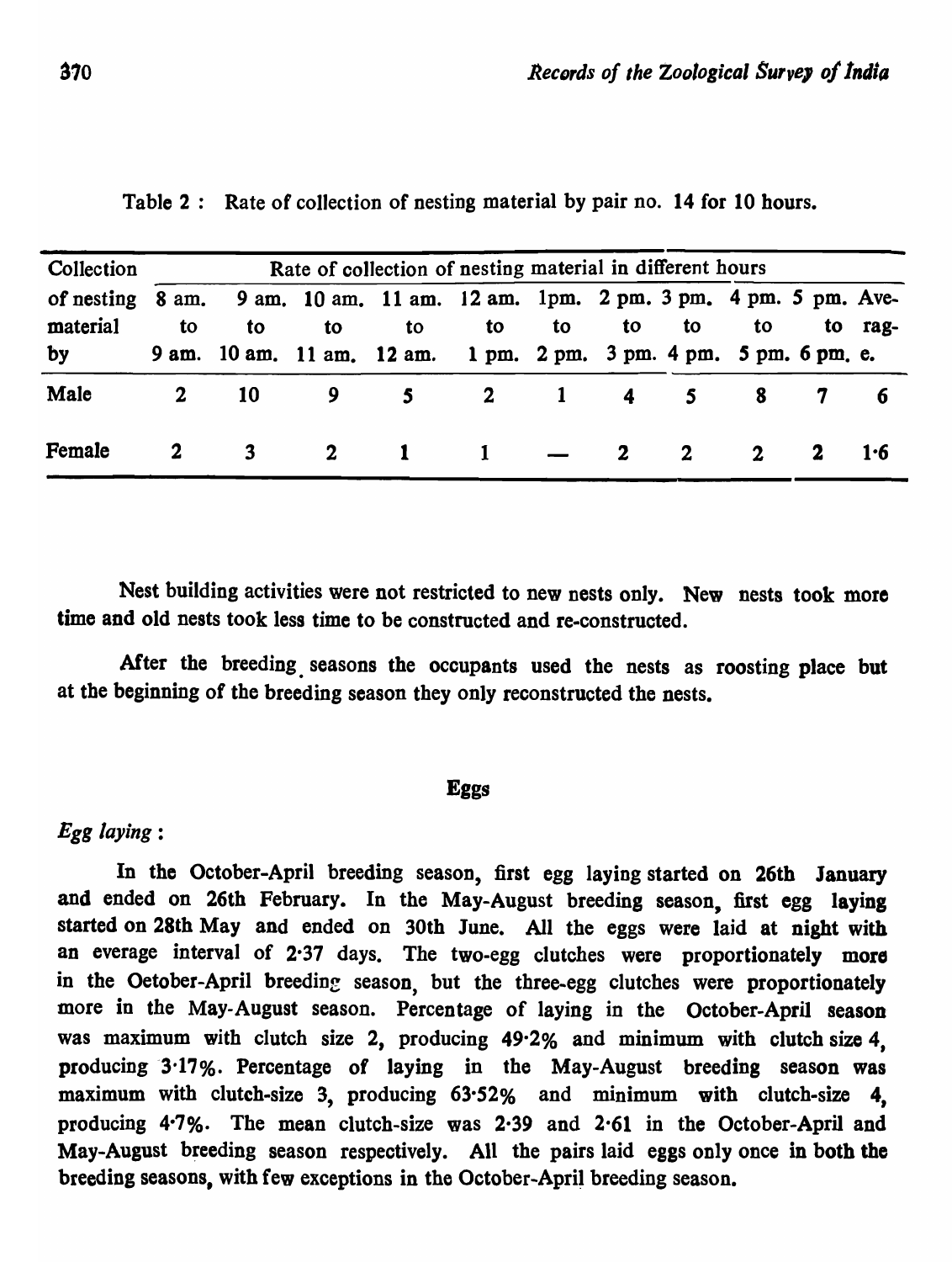Table 2 : Rate of collection of nesting material by pair no. 14 for 10 hours.

| Collection of nesting material by | Rate of collection of nesting material in different hours | | | | | | | | | | |
|---|---|---|---|---|---|---|---|---|---|---|---|
| | 8 am. to 9 am. | 9 am. to 10 am. | 10 am. to 11 am. | 11 am. to 12 am. | 12 am. to 1 pm. | 1pm. to 2 pm. | 2 pm. to 3 pm. | 3 pm. to 4 pm. | 4 pm. to 5 pm. | 5 pm. to 6 pm. | Ave-rag-e. |
| Male | 2 | 10 | 9 | 5 | 2 | 1 | 4 | 5 | 8 | 7 | 6 |
| Female | 2 | 3 | 2 | 1 | 1 | — | 2 | 2 | 2 | 2 | 1·6 |

Nest building activities were not restricted to new nests only. New nests took more time and old nests took less time to be constructed and re-constructed.

After the breeding seasons the occupants used the nests as roosting place but at the beginning of the breeding season they only reconstructed the nests.

## Eggs

*Egg laying* :

In the October-April breeding season, first egg laying started on 26th January and ended on 26th February. In the May-August breeding season, first egg laying started on 28th May and ended on 30th June. All the eggs were laid at night with an everage interval of 2·37 days. The two-egg clutches were proportionately more in the Oetober-April breeding season, but the three-egg clutches were proportionately more in the May-August season. Percentage of laying in the October-April season was maximum with clutch size 2, producing 49·2% and minimum with clutch size 4, producing 3·17%. Percentage of laying in the May-August breeding season was maximum with clutch-size 3, producing 63·52% and minimum with clutch-size 4, producing 4·7%. The mean clutch-size was 2·39 and 2·61 in the October-April and May-August breeding season respectively. All the pairs laid eggs only once in both the breeding seasons, with few exceptions in the October-April breeding season.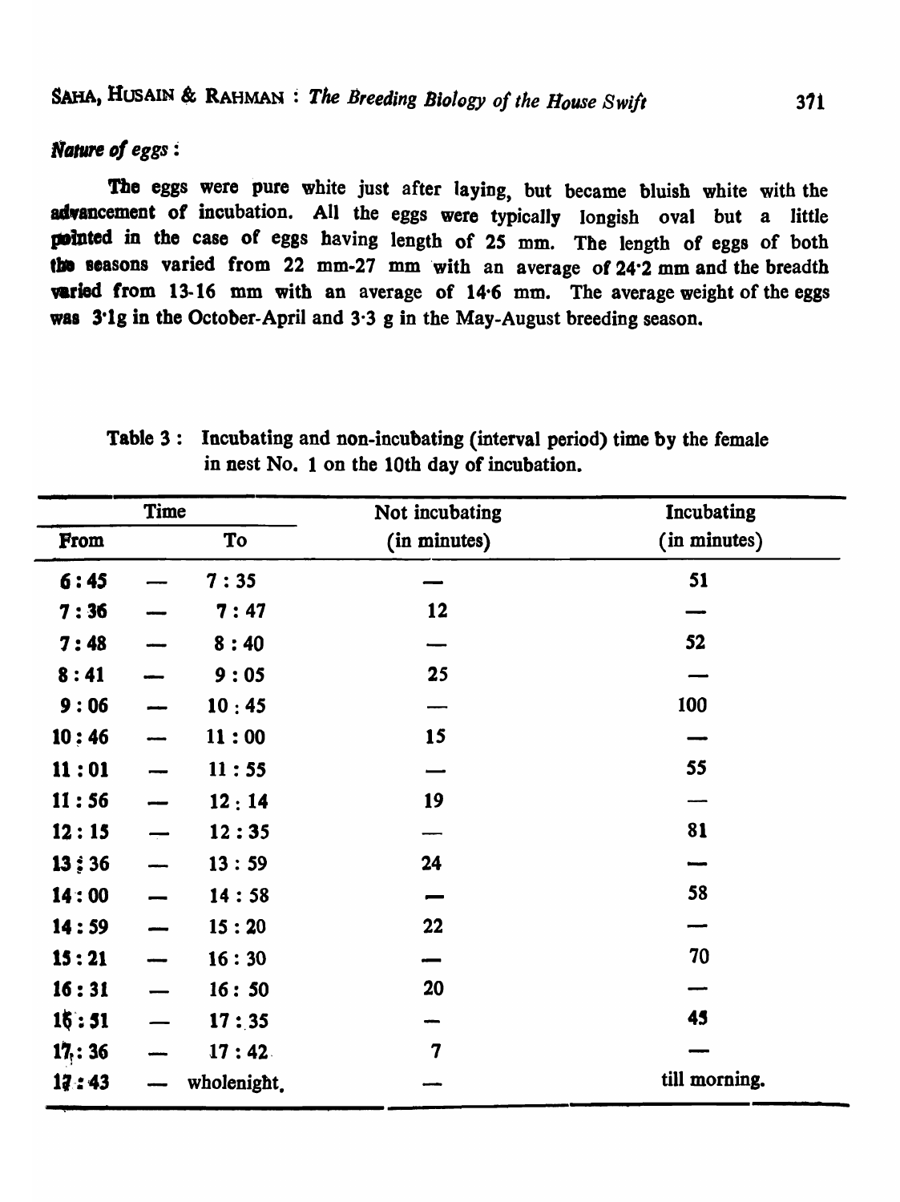*Nature of eggs* :

The eggs were pure white just after laying, but became bluish white with the advancement of incubation. All the eggs were typically longish oval but a little pointed in the case of eggs having length of 25 mm. The length of eggs of both the seasons varied from 22 mm-27 mm with an average of 24·2 mm and the breadth varied from 13-16 mm with an average of 14·6 mm. The average weight of the eggs was 3·1g in the October-April and 3·3 g in the May-August breeding season.

Table 3 : Incubating and non-incubating (interval period) time by the female in nest No. 1 on the 10th day of incubation.

| Time | | | Not incubating | Incubating |
|---|---|---|---|---|
| From | | To | (in minutes) | (in minutes) |
| 6:45 | — | 7:35 | — | 51 |
| 7:36 | — | 7:47 | 12 | — |
| 7:48 | — | 8:40 | — | 52 |
| 8:41 | — | 9:05 | 25 | — |
| 9:06 | — | 10:45 | — | 100 |
| 10:46 | — | 11:00 | 15 | — |
| 11:01 | — | 11:55 | — | 55 |
| 11:56 | — | 12:14 | 19 | — |
| 12:15 | — | 12:35 | — | 81 |
| 13:36 | — | 13:59 | 24 | — |
| 14:00 | — | 14:58 | — | 58 |
| 14:59 | — | 15:20 | 22 | — |
| 15:21 | — | 16:30 | — | 70 |
| 16:31 | — | 16:50 | 20 | — |
| 16:51 | — | 17:35 | — | 45 |
| 17:36 | — | 17:42 | 7 | — |
| 17:43 | — | wholenight. | — | till morning. |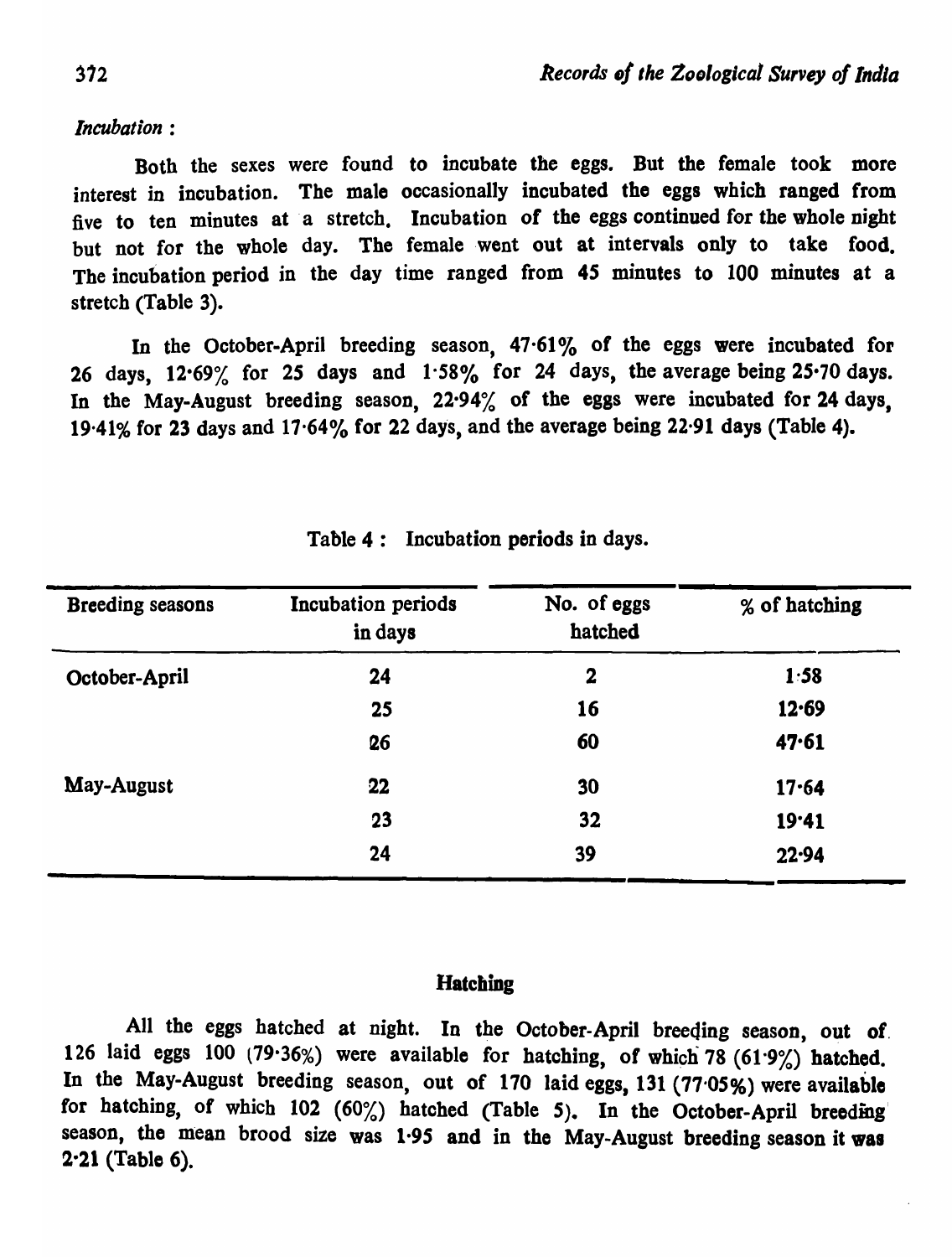*Incubation* :

Both the sexes were found to incubate the eggs. But the female took more interest in incubation. The male occasionally incubated the eggs which ranged from five to ten minutes at a stretch. Incubation of the eggs continued for the whole night but not for the whole day. The female went out at intervals only to take food. The incubation period in the day time ranged from 45 minutes to 100 minutes at a stretch (Table 3).

In the October-April breeding season, 47·61% of the eggs were incubated for 26 days, 12·69% for 25 days and 1·58% for 24 days, the average being 25·70 days. In the May-August breeding season, 22·94% of the eggs were incubated for 24 days, 19·41% for 23 days and 17·64% for 22 days, and the average being 22·91 days (Table 4).

Table 4 : Incubation periods in days.

| Breeding seasons | Incubation periods in days | No. of eggs hatched | % of hatching |
|---|---|---|---|
| October-April | 24 | 2 | 1·58 |
| | 25 | 16 | 12·69 |
| | 26 | 60 | 47·61 |
| May-August | 22 | 30 | 17·64 |
| | 23 | 32 | 19·41 |
| | 24 | 39 | 22·94 |

## Hatching

All the eggs hatched at night. In the October-April breeding season, out of 126 laid eggs 100 (79·36%) were available for hatching, of which 78 (61·9%) hatched. In the May-August breeding season, out of 170 laid eggs, 131 (77·05%) were available for hatching, of which 102 (60%) hatched (Table 5). In the October-April breeding season, the mean brood size was 1·95 and in the May-August breeding season it was 2·21 (Table 6).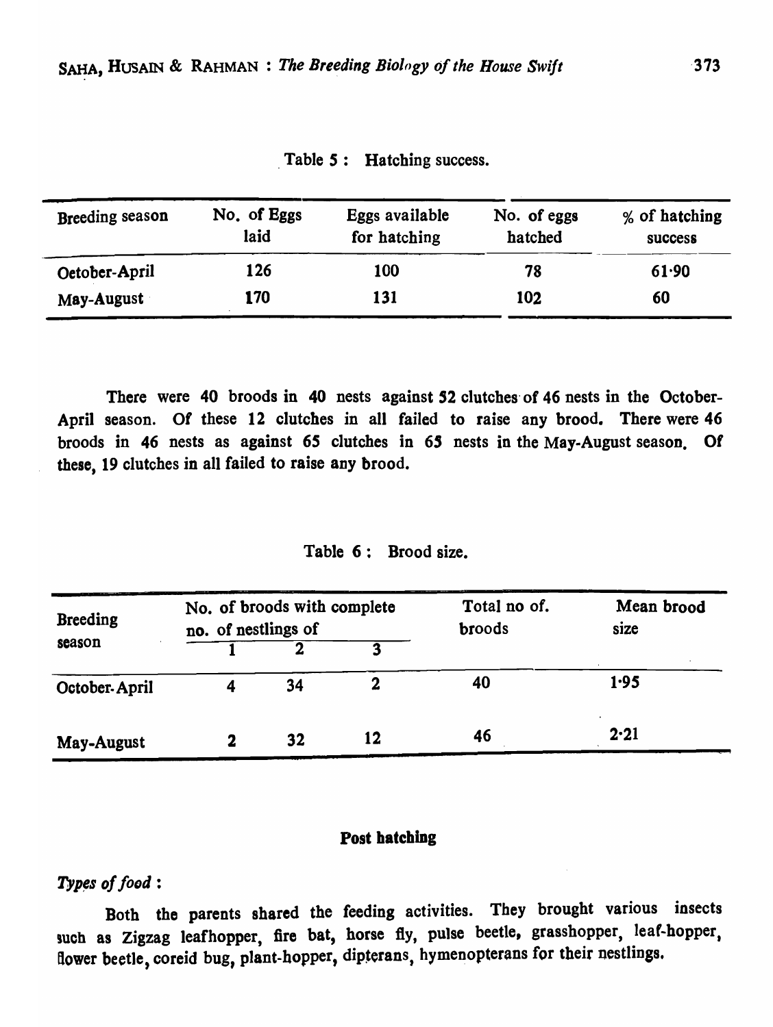Table 5 : Hatching success.

| Breeding season | No. of Eggs laid | Eggs available for hatching | No. of eggs hatched | % of hatching success |
|---|---|---|---|---|
| October-April | 126 | 100 | 78 | 61·90 |
| May-August | 170 | 131 | 102 | 60 |

There were 40 broods in 40 nests against 52 clutches of 46 nests in the October-April season. Of these 12 clutches in all failed to raise any brood. There were 46 broods in 46 nests as against 65 clutches in 65 nests in the May-August season. Of these, 19 clutches in all failed to raise any brood.

Table 6 : Brood size.

| Breeding season | No. of broods with complete no. of nestlings of | | | Total no of. broods | Mean brood size |
|---|---|---|---|---|---|
| | 1 | 2 | 3 | | |
| October-April | 4 | 34 | 2 | 40 | 1·95 |
| May-August | 2 | 32 | 12 | 46 | 2·21 |

#### Post hatching

*Types of food* :

Both the parents shared the feeding activities. They brought various insects such as Zigzag leafhopper, fire bat, horse fly, pulse beetle, grasshopper, leaf-hopper, flower beetle, coreid bug, plant-hopper, dipterans, hymenopterans for their nestlings.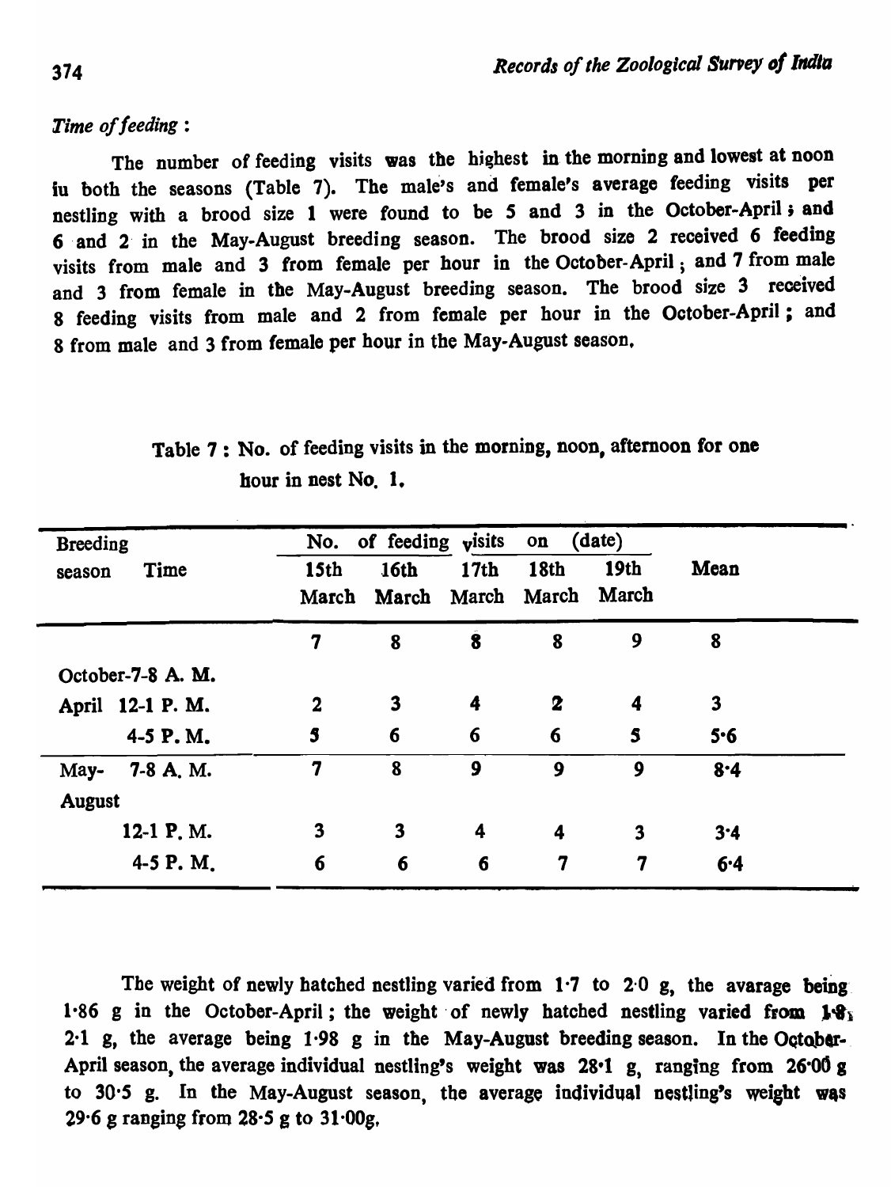*Time of feeding* :

The number of feeding visits was the highest in the morning and lowest at noon iu both the seasons (Table 7). The male's and female's average feeding visits per nestling with a brood size 1 were found to be 5 and 3 in the October-April ; and 6 and 2 in the May-August breeding season. The brood size 2 received 6 feeding visits from male and 3 from female per hour in the October-April ; and 7 from male and 3 from female in the May-August breeding season. The brood size 3 received 8 feeding visits from male and 2 from female per hour in the October-April ; and 8 from male and 3 from female per hour in the May-August season.

Table 7 : No. of feeding visits in the morning, noon, afternoon for one hour in nest No. 1.

| Breeding season | Time | No. of feeding visits on (date) | | | | | Mean |
|---|---|---|---|---|---|---|---|
| | | 15th March | 16th March | 17th March | 18th March | 19th March | |
| October-April | 7-8 A. M. | 7 | 8 | 8 | 8 | 9 | 8 |
| | 12-1 P. M. | 2 | 3 | 4 | 2 | 4 | 3 |
| | 4-5 P. M. | 5 | 6 | 6 | 6 | 5 | 5·6 |
| May-August | 7-8 A. M. | 7 | 8 | 9 | 9 | 9 | 8·4 |
| | 12-1 P. M. | 3 | 3 | 4 | 4 | 3 | 3·4 |
| | 4-5 P. M. | 6 | 6 | 6 | 7 | 7 | 6·4 |

The weight of newly hatched nestling varied from 1·7 to 2·0 g, the avarage being 1·86 g in the October-April ; the weight of newly hatched nestling varied from 1·8 to 2·1 g, the average being 1·98 g in the May-August breeding season. In the October-April season, the average individual nestling's weight was 28·1 g, ranging from 26·00 g to 30·5 g. In the May-August season, the average individual nestling's weight was 29·6 g ranging from 28·5 g to 31·00g.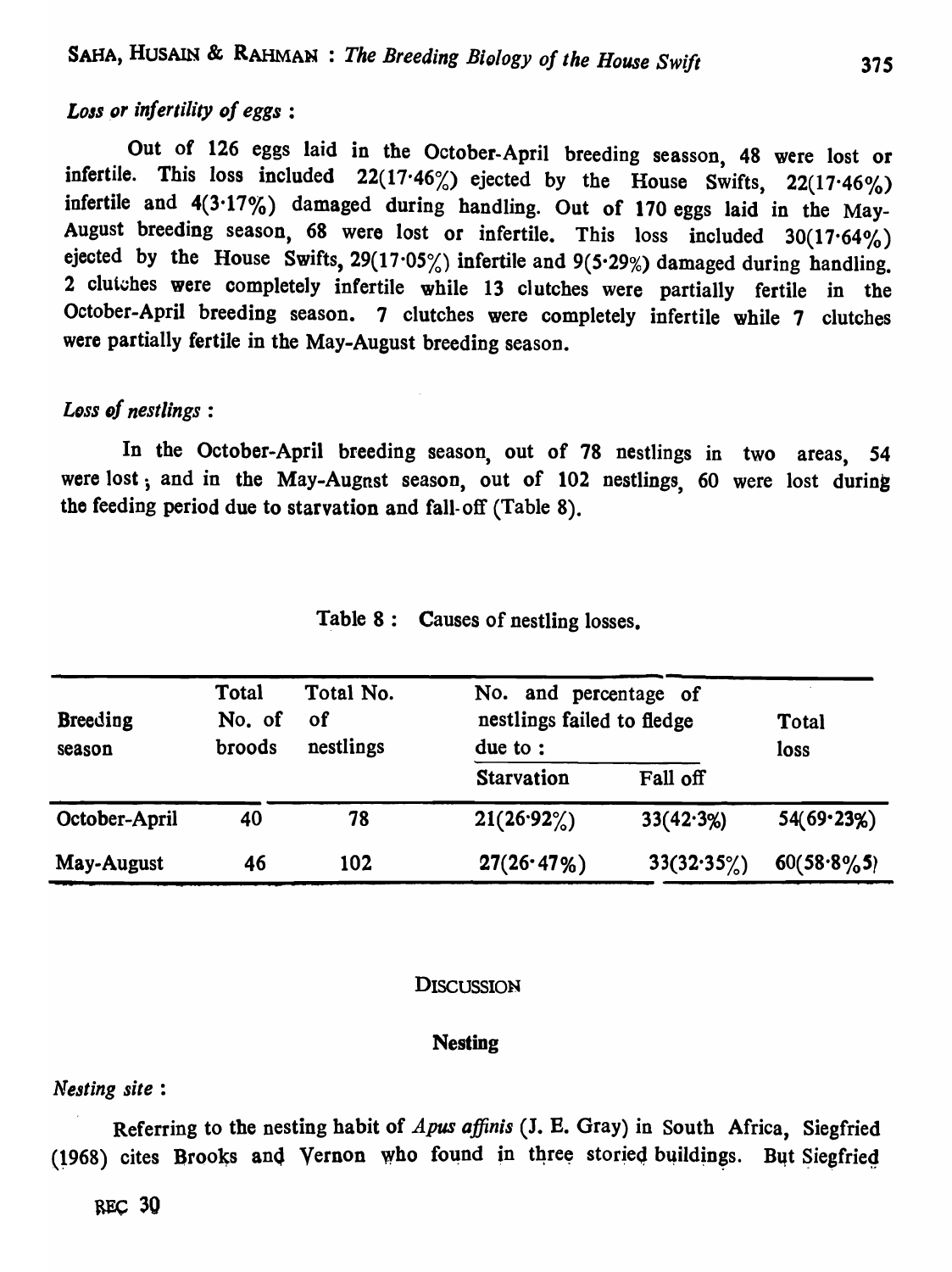*Loss or infertility of eggs* :

Out of 126 eggs laid in the October-April breeding seasson, 48 were lost or infertile. This loss included 22(17·46%) ejected by the House Swifts, 22(17·46%) infertile and 4(3·17%) damaged during handling. Out of 170 eggs laid in the May-August breeding season, 68 were lost or infertile. This loss included 30(17·64%) ejected by the House Swifts, 29(17·05%) infertile and 9(5·29%) damaged during handling. 2 clutches were completely infertile while 13 clutches were partially fertile in the October-April breeding season. 7 clutches were completely infertile while 7 clutches were partially fertile in the May-August breeding season.

*Loss of nestlings* :

In the October-April breeding season, out of 78 nestlings in two areas, 54 were lost ; and in the May-Augnst season, out of 102 nestlings, 60 were lost during the feeding period due to starvation and fall-off (Table 8).

Table 8 : Causes of nestling losses.

| Breeding season | Total No. of broods | Total No. of nestlings | No. and percentage of nestlings failed to fledge due to : | | Total loss |
|---|---|---|---|---|---|
| | | | Starvation | Fall off | |
| October-April | 40 | 78 | 21(26·92%) | 33(42·3%) | 54(69·23%) |
| May-August | 46 | 102 | 27(26·47%) | 33(32·35%) | 60(58·8%5) |

DISCUSSION

**Nesting**

*Nesting site* :

Referring to the nesting habit of *Apus affinis* (J. E. Gray) in South Africa, Siegfried (1968) cites Brooks and Vernon who found in three storied buildings. But Siegfried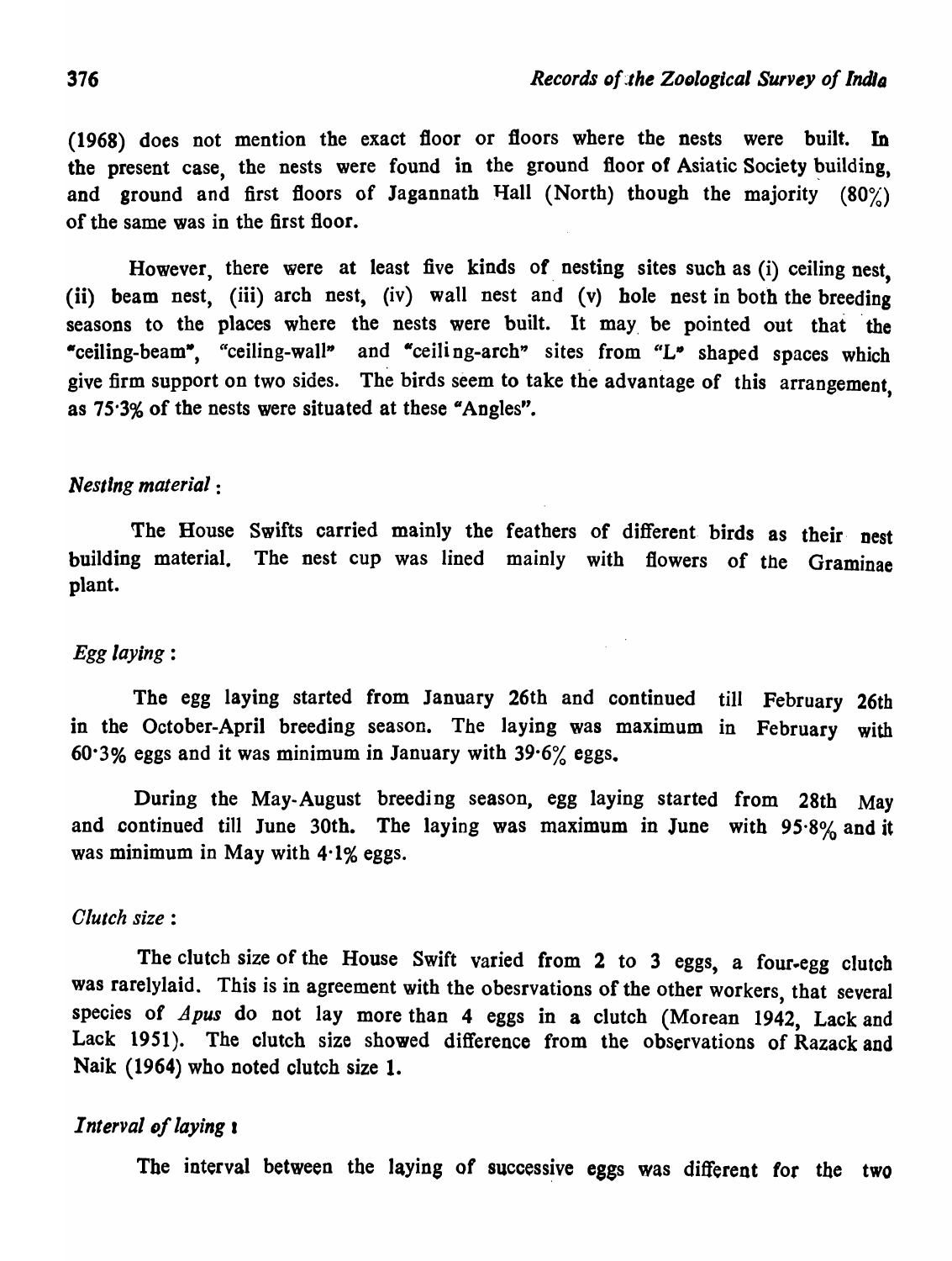(1968) does not mention the exact floor or floors where the nests were built. In the present case, the nests were found in the ground floor of Asiatic Society building, and ground and first floors of Jagannath Hall (North) though the majority (80%) of the same was in the first floor.

However, there were at least five kinds of nesting sites such as (i) ceiling nest, (ii) beam nest, (iii) arch nest, (iv) wall nest and (v) hole nest in both the breeding seasons to the places where the nests were built. It may be pointed out that the "ceiling-beam", "ceiling-wall" and "ceiling-arch" sites from "L" shaped spaces which give firm support on two sides. The birds seem to take the advantage of this arrangement, as 75·3% of the nests were situated at these "Angles".

*Nesting material* :

The House Swifts carried mainly the feathers of different birds as their nest building material. The nest cup was lined mainly with flowers of the Graminae plant.

*Egg laying* :

The egg laying started from January 26th and continued till February 26th in the October-April breeding season. The laying was maximum in February with 60·3% eggs and it was minimum in January with 39·6% eggs.

During the May-August breeding season, egg laying started from 28th May and continued till June 30th. The laying was maximum in June with 95·8% and it was minimum in May with 4·1% eggs.

*Clutch size* :

The clutch size of the House Swift varied from 2 to 3 eggs, a four-egg clutch was rarelylaid. This is in agreement with the obesrvations of the other workers, that several species of *Apus* do not lay more than 4 eggs in a clutch (Morean 1942, Lack and Lack 1951). The clutch size showed difference from the observations of Razack and Naik (1964) who noted clutch size 1.

*Interval of laying* :

The interval between the laying of successive eggs was different for the two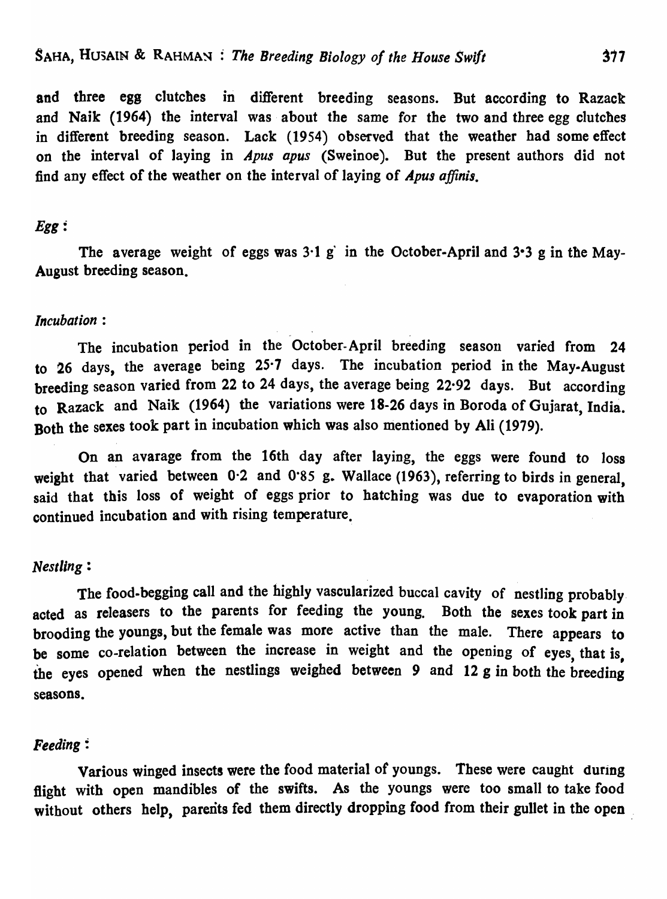and three egg clutches in different breeding seasons. But according to Razack and Naik (1964) the interval was about the same for the two and three egg clutches in different breeding season. Lack (1954) observed that the weather had some effect on the interval of laying in *Apus apus* (Sweinoe). But the present authors did not find any effect of the weather on the interval of laying of *Apus affinis*.

*Egg* :

The average weight of eggs was 3·1 g in the October-April and 3·3 g in the May-August breeding season.

*Incubation* :

The incubation period in the October-April breeding season varied from 24 to 26 days, the average being 25·7 days. The incubation period in the May-August breeding season varied from 22 to 24 days, the average being 22·92 days. But according to Razack and Naik (1964) the variations were 18-26 days in Boroda of Gujarat, India. Both the sexes took part in incubation which was also mentioned by Ali (1979).

On an avarage from the 16th day after laying, the eggs were found to loss weight that varied between 0·2 and 0·85 g. Wallace (1963), referring to birds in general, said that this loss of weight of eggs prior to hatching was due to evaporation with continued incubation and with rising temperature.

*Nestling* :

The food-begging call and the highly vascularized buccal cavity of nestling probably acted as releasers to the parents for feeding the young. Both the sexes took part in brooding the youngs, but the female was more active than the male. There appears to be some co-relation between the increase in weight and the opening of eyes, that is, the eyes opened when the nestlings weighed between 9 and 12 g in both the breeding seasons.

*Feeding* :

Various winged insects were the food material of youngs. These were caught during flight with open mandibles of the swifts. As the youngs were too small to take food without others help, parents fed them directly dropping food from their gullet in the open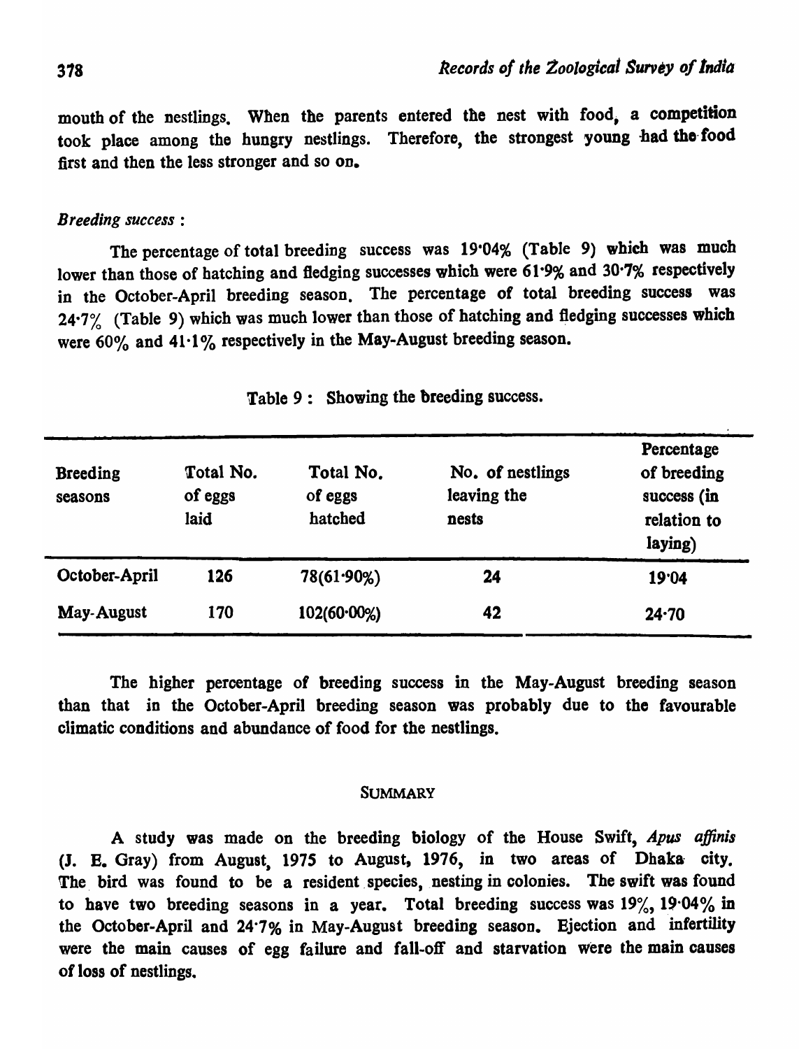mouth of the nestlings. When the parents entered the nest with food, a competition took place among the hungry nestlings. Therefore, the strongest young had the food first and then the less stronger and so on.

*Breeding success* :

The percentage of total breeding success was 19·04% (Table 9) which was much lower than those of hatching and fledging successes which were 61·9% and 30·7% respectively in the October-April breeding season. The percentage of total breeding success was 24·7% (Table 9) which was much lower than those of hatching and fledging successes which were 60% and 41·1% respectively in the May-August breeding season.

Table 9 : Showing the breeding success.

| Breeding seasons | Total No. of eggs laid | Total No. of eggs hatched | No. of nestlings leaving the nests | Percentage of breeding success (in relation to laying) |
|---|---|---|---|---|
| October-April | 126 | 78(61·90%) | 24 | 19·04 |
| May-August | 170 | 102(60·00%) | 42 | 24·70 |

The higher percentage of breeding success in the May-August breeding season than that in the October-April breeding season was probably due to the favourable climatic conditions and abundance of food for the nestlings.

## SUMMARY

A study was made on the breeding biology of the House Swift, *Apus affinis* (J. E. Gray) from August, 1975 to August, 1976, in two areas of Dhaka city. The bird was found to be a resident species, nesting in colonies. The swift was found to have two breeding seasons in a year. Total breeding success was 19%, 19·04% in the October-April and 24·7% in May-August breeding season. Ejection and infertility were the main causes of egg failure and fall-off and starvation were the main causes of loss of nestlings.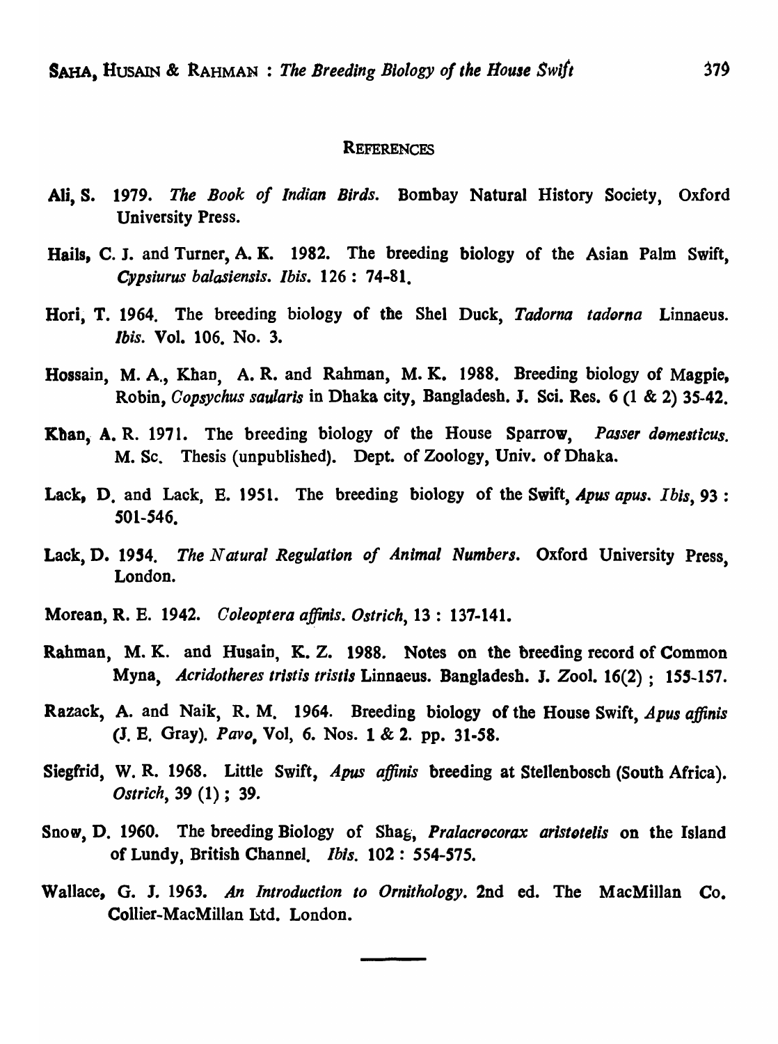## REFERENCES

Ali, S. 1979. *The Book of Indian Birds*. Bombay Natural History Society, Oxford University Press.

Hails, C. J. and Turner, A. K. 1982. The breeding biology of the Asian Palm Swift, *Cypsiurus balasiensis*. *Ibis*. 126 : 74-81.

Hori, T. 1964. The breeding biology of the Shel Duck, *Tadorna tadorna* Linnaeus. *Ibis*. Vol. 106. No. 3.

Hossain, M. A., Khan, A. R. and Rahman, M. K. 1988. Breeding biology of Magpie, Robin, *Copsychus saularis* in Dhaka city, Bangladesh. J. Sci. Res. 6 (1 & 2) 35-42.

Khan, A. R. 1971. The breeding biology of the House Sparrow, *Passer domesticus*. M. Sc. Thesis (unpublished). Dept. of Zoology, Univ. of Dhaka.

Lack, D. and Lack, E. 1951. The breeding biology of the Swift, *Apus apus*. *Ibis*, 93 : 501-546.

Lack, D. 1954. *The Natural Regulation of Animal Numbers*. Oxford University Press, London.

Morean, R. E. 1942. *Coleoptera affinis*. *Ostrich*, 13 : 137-141.

Rahman, M. K. and Husain, K. Z. 1988. Notes on the breeding record of Common Myna, *Acridotheres tristis tristis* Linnaeus. Bangladesh. J. Zool. 16(2) ; 155-157.

Razack, A. and Naik, R. M. 1964. Breeding biology of the House Swift, *Apus affinis* (J. E. Gray). *Pavo*, Vol, 6. Nos. 1 & 2. pp. 31-58.

Siegfrid, W. R. 1968. Little Swift, *Apus affinis* breeding at Stellenbosch (South Africa). *Ostrich*, 39 (1) ; 39.

Snow, D. 1960. The breeding Biology of Shag, *Pralacrocorax aristotelis* on the Island of Lundy, British Channel. *Ibis*. 102 : 554-575.

Wallace, G. J. 1963. *An Introduction to Ornithology*. 2nd ed. The MacMillan Co. Collier-MacMillan Ltd. London.